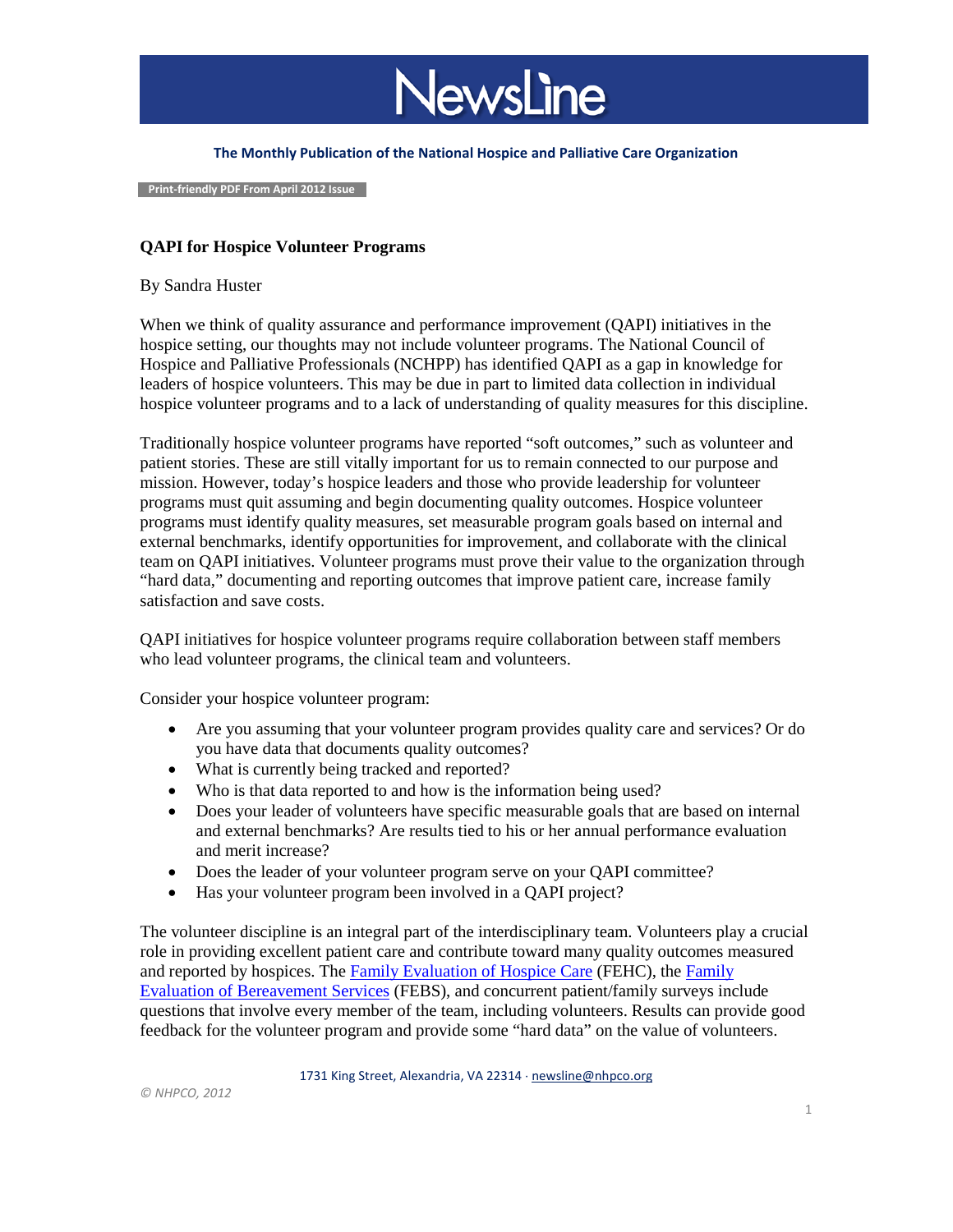# NewsLine

**The Monthly Publication of the National Hospice and Palliative Care Organization**

Print-friendly PDF From April 2012 Issue

## QAPI for Hospice Volunteer Programs

By Sandra Huster

When we think of quality assurance and performance improvement (QAPI) initiatives in the hospice setting, our thoughts may not include volunteer programs. The National Council of Hospice and Palliative Professionals (NCHPP) has identified QAPI as a gap in knowledge for leaders of hospice volunteers. This may be due in part to limited data collection in individual hospice volunteer programs and to a lack of understanding of quality measures for this discipline.

Traditionally hospice volunteer programs have reported "soft outcomes," such as volunteer and patient stories. These are still vitally important for us to remain connected to our purpose and mission. However, today's hospice leaders and those who provide leadership for volunteer programs must quit assuming and begin documenting quality outcomes. Hospice volunteer programs must identify quality measures, set measurable program goals based on internal and external benchmarks, identify opportunities for improvement, and collaborate with the clinical team on QAPI initiatives. Volunteer programs must prove their value to the organization through "hard data," documenting and reporting outcomes that improve patient care, increase family satisfaction and save costs.

QAPI initiatives for hospice volunteer programs require collaboration between staff members who lead volunteer programs, the clinical team and volunteers.

Consider your hospice volunteer program:

- Are you assuming that your volunteer program provides quality care and services? Or do you have data that documents quality outcomes?
- What is currently being tracked and reported?
- Who is that data reported to and how is the information being used?
- Does your leader of volunteers have specific measurable goals that are based on internal and external benchmarks? Are results tied to his or her annual performance evaluation and merit increase?
- Does the leader of your volunteer program serve on your QAPI committee?
- Has your volunteer program been involved in a QAPI project?

The volunteer discipline is an integral part of the interdisciplinary team. Volunteers play a crucial role in providing excellent patient care and contribute toward many quality outcomes measured and reported by hospices. The Family Evaluation of Hospice Care (FEHC), the Family Evaluation of Bereavement Services (FEBS), and concurrent patient/family surveys include questions that involve every member of the team, including volunteers. Results can provide good feedback for the volunteer program and provide some "hard data" on the value of volunteers.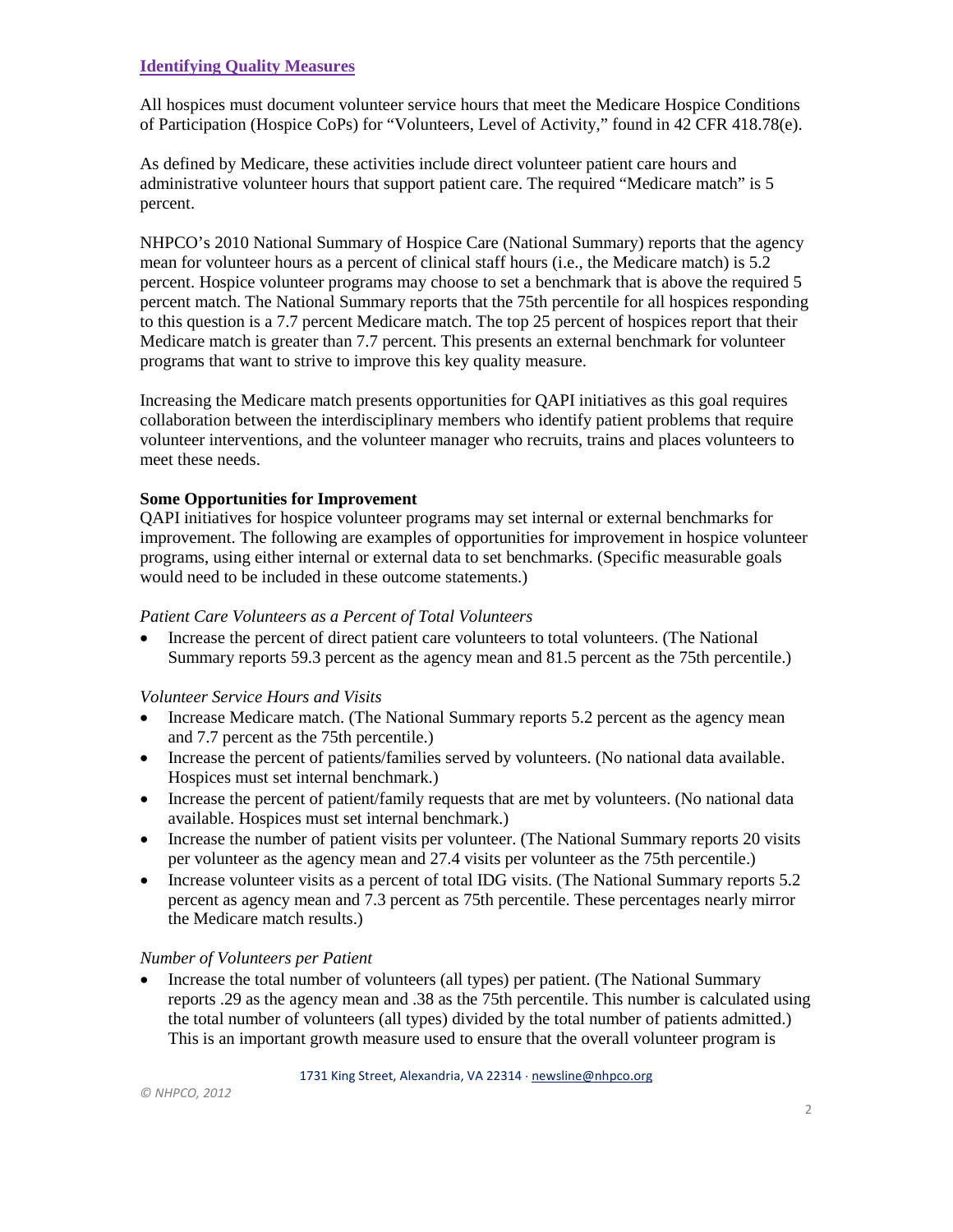## Identifying Quality Measures

All hospices must document volunteer service hours that meet the Medicare Hospice Conditions of Participation (Hospice CoPs) for "Volunteers, Level of Activity," found in 42 CFR 418.78(e).

As defined by Medicare, these activities include direct volunteer patient care hours and administrative volunteer hours that support patient care. The required "Medicare match" is 5 percent.

NHPCO's 2010 National Summary of Hospice Care (National Summary) reports that the agency mean for volunteer hours as a percent of clinical staff hours (i.e., the Medicare match) is 5.2 percent. Hospice volunteer programs may choose to set a benchmark that is above the required 5 percent match. The National Summary reports that the 75th percentile for all hospices responding to this question is a 7.7 percent Medicare match. The top 25 percent of hospices report that their Medicare match is greater than 7.7 percent. This presents an external benchmark for volunteer programs that want to strive to improve this key quality measure.

Increasing the Medicare match presents opportunities for QAPI initiatives as this goal requires collaboration between the interdisciplinary members who identify patient problems that require volunteer interventions, and the volunteer manager who recruits, trains and places volunteers to meet these needs.

**Some Opportunities for Improvement**

QAPI initiatives for hospice volunteer programs may set internal or external benchmarks for improvement. The following are examples of opportunities for improvement in hospice volunteer programs, using either internal or external data to set benchmarks. (Specific measurable goals would need to be included in these outcome statements.)

*Patient Care Volunteers as a Percent of Total Volunteers*

- Increase the percent of direct patient care volunteers to total volunteers. (The National Summary reports 59.3 percent as the agency mean and 81.5 percent as the 75th percentile.)

*Volunteer Service Hours and Visits*

- Increase Medicare match. (The National Summary reports 5.2 percent as the agency mean and 7.7 percent as the 75th percentile.)
- Increase the percent of patients/families served by volunteers. (No national data available. Hospices must set internal benchmark.)
- Increase the percent of patient/family requests that are met by volunteers. (No national data available. Hospices must set internal benchmark.)
- Increase the number of patient visits per volunteer. (The National Summary reports 20 visits per volunteer as the agency mean and 27.4 visits per volunteer as the 75th percentile.)
- Increase volunteer visits as a percent of total IDG visits. (The National Summary reports 5.2 percent as agency mean and 7.3 percent as 75th percentile. These percentages nearly mirror the Medicare match results.)

*Number of Volunteers per Patient*

- Increase the total number of volunteers (all types) per patient. (The National Summary reports .29 as the agency mean and .38 as the 75th percentile. This number is calculated using the total number of volunteers (all types) divided by the total number of patients admitted.) This is an important growth measure used to ensure that the overall volunteer program is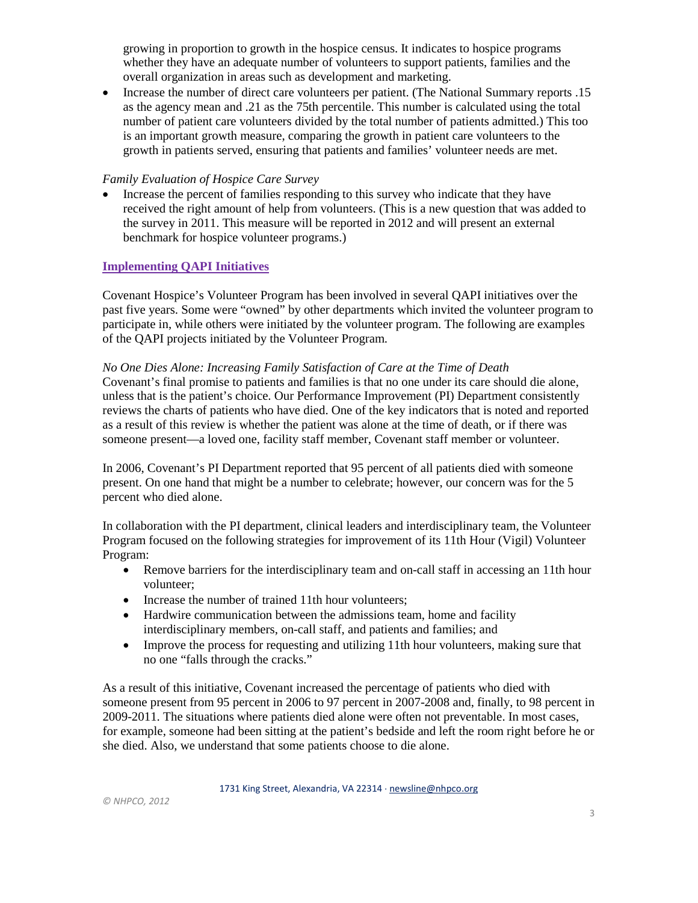growing in proportion to growth in the hospice census. It indicates to hospice programs whether they have an adequate number of volunteers to support patients, families and the overall organization in areas such as development and marketing.

- Increase the number of direct care volunteers per patient. (The National Summary reports .15 as the agency mean and .21 as the 75th percentile. This number is calculated using the total number of patient care volunteers divided by the total number of patients admitted.) This too is an important growth measure, comparing the growth in patient care volunteers to the growth in patients served, ensuring that patients and families' volunteer needs are met.

*Family Evaluation of Hospice Care Survey*

- Increase the percent of families responding to this survey who indicate that they have received the right amount of help from volunteers. (This is a new question that was added to the survey in 2011. This measure will be reported in 2012 and will present an external benchmark for hospice volunteer programs.)

## Implementing QAPI Initiatives

Covenant Hospice's Volunteer Program has been involved in several QAPI initiatives over the past five years. Some were "owned" by other departments which invited the volunteer program to participate in, while others were initiated by the volunteer program. The following are examples of the QAPI projects initiated by the Volunteer Program.

*No One Dies Alone: Increasing Family Satisfaction of Care at the Time of Death*

Covenant's final promise to patients and families is that no one under its care should die alone, unless that is the patient's choice. Our Performance Improvement (PI) Department consistently reviews the charts of patients who have died. One of the key indicators that is noted and reported as a result of this review is whether the patient was alone at the time of death, or if there was someone present—a loved one, facility staff member, Covenant staff member or volunteer.

In 2006, Covenant's PI Department reported that 95 percent of all patients died with someone present. On one hand that might be a number to celebrate; however, our concern was for the 5 percent who died alone.

In collaboration with the PI department, clinical leaders and interdisciplinary team, the Volunteer Program focused on the following strategies for improvement of its 11th Hour (Vigil) Volunteer Program:

- Remove barriers for the interdisciplinary team and on-call staff in accessing an 11th hour volunteer;
- Increase the number of trained 11th hour volunteers;
- Hardwire communication between the admissions team, home and facility interdisciplinary members, on-call staff, and patients and families; and
- Improve the process for requesting and utilizing 11th hour volunteers, making sure that no one "falls through the cracks."

As a result of this initiative, Covenant increased the percentage of patients who died with someone present from 95 percent in 2006 to 97 percent in 2007-2008 and, finally, to 98 percent in 2009-2011. The situations where patients died alone were often not preventable. In most cases, for example, someone had been sitting at the patient's bedside and left the room right before he or she died. Also, we understand that some patients choose to die alone.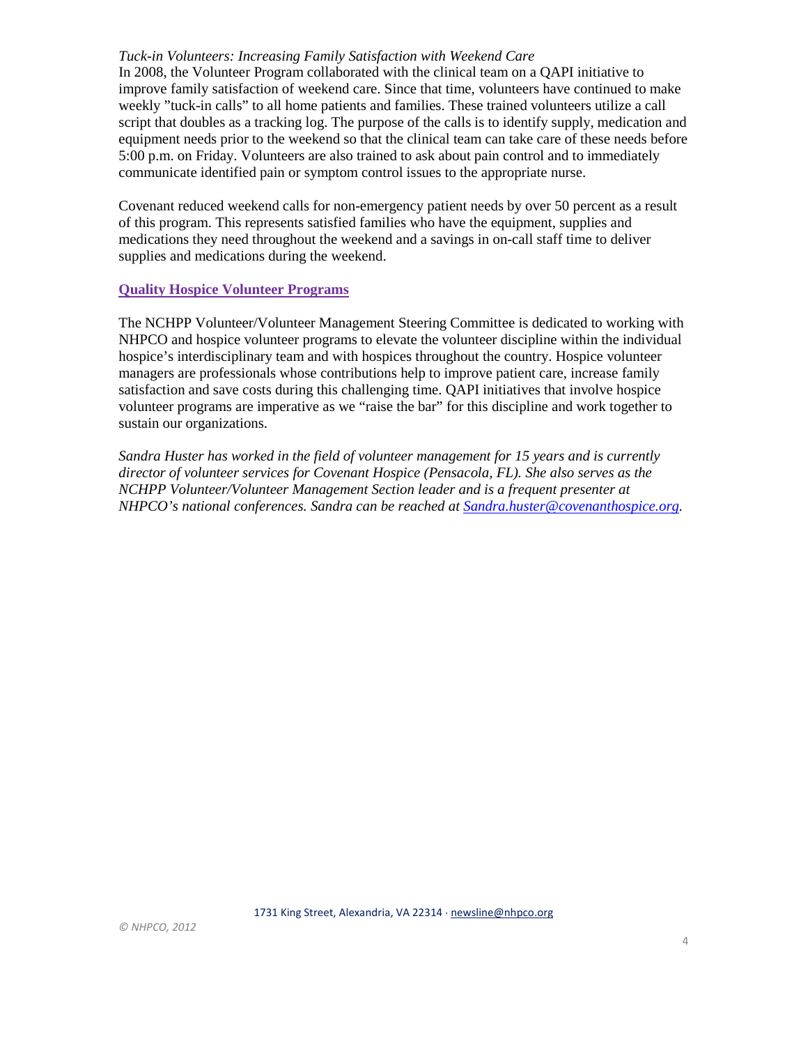*Tuck-in Volunteers: Increasing Family Satisfaction with Weekend Care*

In 2008, the Volunteer Program collaborated with the clinical team on a QAPI initiative to improve family satisfaction of weekend care. Since that time, volunteers have continued to make weekly "tuck-in calls" to all home patients and families. These trained volunteers utilize a call script that doubles as a tracking log. The purpose of the calls is to identify supply, medication and equipment needs prior to the weekend so that the clinical team can take care of these needs before 5:00 p.m. on Friday. Volunteers are also trained to ask about pain control and to immediately communicate identified pain or symptom control issues to the appropriate nurse.

Covenant reduced weekend calls for non-emergency patient needs by over 50 percent as a result of this program. This represents satisfied families who have the equipment, supplies and medications they need throughout the weekend and a savings in on-call staff time to deliver supplies and medications during the weekend.

## Quality Hospice Volunteer Programs

The NCHPP Volunteer/Volunteer Management Steering Committee is dedicated to working with NHPCO and hospice volunteer programs to elevate the volunteer discipline within the individual hospice's interdisciplinary team and with hospices throughout the country. Hospice volunteer managers are professionals whose contributions help to improve patient care, increase family satisfaction and save costs during this challenging time. QAPI initiatives that involve hospice volunteer programs are imperative as we "raise the bar" for this discipline and work together to sustain our organizations.

*Sandra Huster has worked in the field of volunteer management for 15 years and is currently director of volunteer services for Covenant Hospice (Pensacola, FL). She also serves as the NCHPP Volunteer/Volunteer Management Section leader and is a frequent presenter at NHPCO's national conferences. Sandra can be reached at Sandra.huster@covenanthospice.org.*

1731 King Street, Alexandria, VA 22314 · newsline@nhpco.org

© NHPCO, 2012